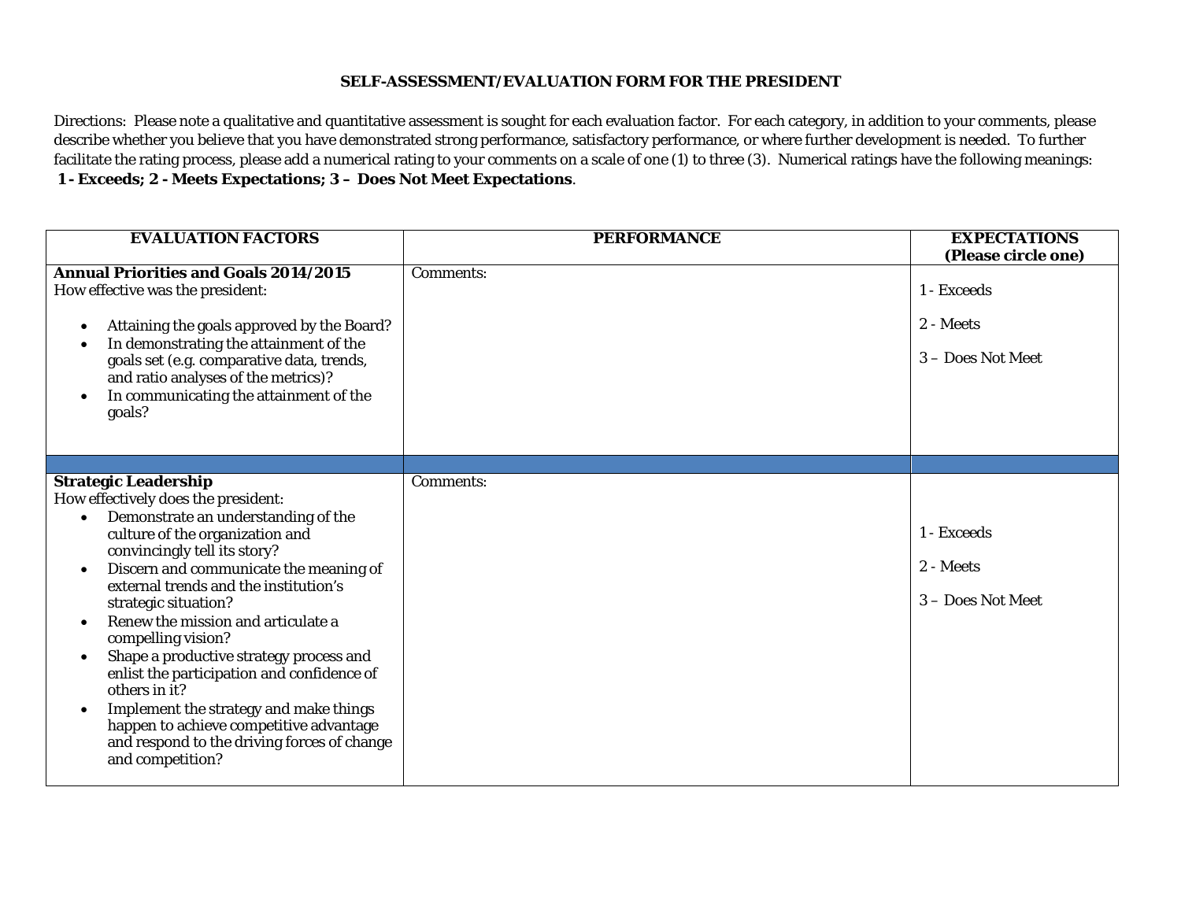# SELF-ASSESSMENT/EVALUATION FORM FOR THE PRESIDENT

Directions: Please note a qualitative and quantitative assessment is sought for each evaluation factor. For each category, in addition to your comments, please describe whether you believe that you have demonstrated strong performance, satisfactory performance, or where further development is needed. To further facilitate the rating process, please add a numerical rating to your comments on a scale of one (1) to three (3). Numerical ratings have the following meanings: **1 - Exceeds; 2 - Meets Expectations; 3 – Does Not Meet Expectations**.

| EVALUATION FACTORS | PERFORMANCE | EXPECTATIONS (Please circle one) |
|---|---|---|
| **Annual Priorities and Goals 2014/2015**<br>How effective was the president:<br>• Attaining the goals approved by the Board?<br>• In demonstrating the attainment of the goals set (e.g. comparative data, trends, and ratio analyses of the metrics)?<br>• In communicating the attainment of the goals? | Comments: | 1 - Exceeds<br>2 - Meets<br>3 – Does Not Meet |
| | | |
| **Strategic Leadership**<br>How effectively does the president:<br>• Demonstrate an understanding of the culture of the organization and convincingly tell its story?<br>• Discern and communicate the meaning of external trends and the institution's strategic situation?<br>• Renew the mission and articulate a compelling vision?<br>• Shape a productive strategy process and enlist the participation and confidence of others in it?<br>• Implement the strategy and make things happen to achieve competitive advantage and respond to the driving forces of change and competition? | Comments: | 1 - Exceeds<br>2 - Meets<br>3 – Does Not Meet |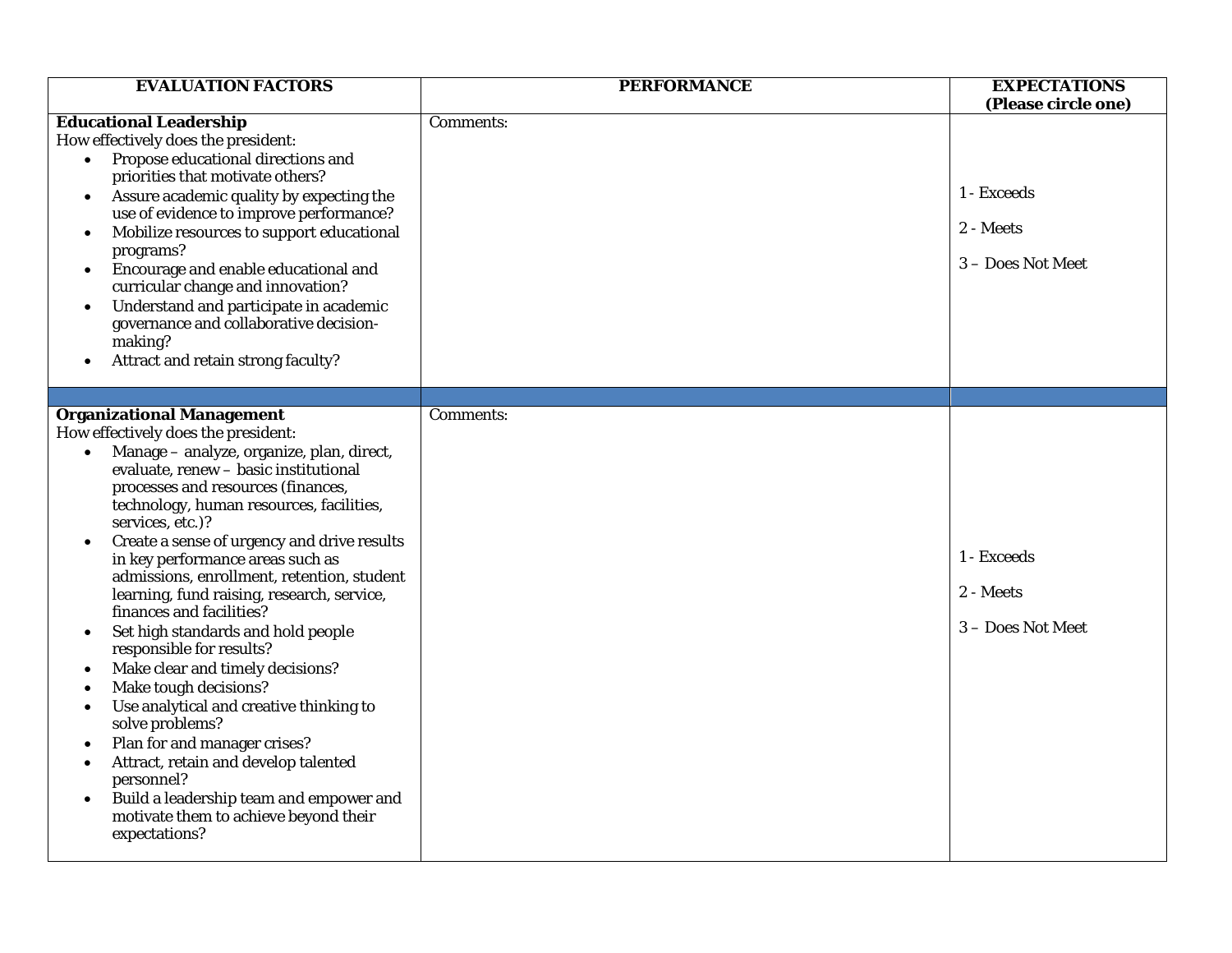| EVALUATION FACTORS | PERFORMANCE | EXPECTATIONS (Please circle one) |
|---|---|---|
| **Educational Leadership**<br>How effectively does the president:<br>• Propose educational directions and priorities that motivate others?<br>• Assure academic quality by expecting the use of evidence to improve performance?<br>• Mobilize resources to support educational programs?<br>• Encourage and enable educational and curricular change and innovation?<br>• Understand and participate in academic governance and collaborative decision-making?<br>• Attract and retain strong faculty? | Comments: | 1 - Exceeds<br><br>2 - Meets<br><br>3 – Does Not Meet |
| | | |
| **Organizational Management**<br>How effectively does the president:<br>• Manage – analyze, organize, plan, direct, evaluate, renew – basic institutional processes and resources (finances, technology, human resources, facilities, services, etc.)?<br>• Create a sense of urgency and drive results in key performance areas such as admissions, enrollment, retention, student learning, fund raising, research, service, finances and facilities?<br>• Set high standards and hold people responsible for results?<br>• Make clear and timely decisions?<br>• Make tough decisions?<br>• Use analytical and creative thinking to solve problems?<br>• Plan for and manager crises?<br>• Attract, retain and develop talented personnel?<br>• Build a leadership team and empower and motivate them to achieve beyond their expectations? | Comments: | 1 - Exceeds<br><br>2 - Meets<br><br>3 – Does Not Meet |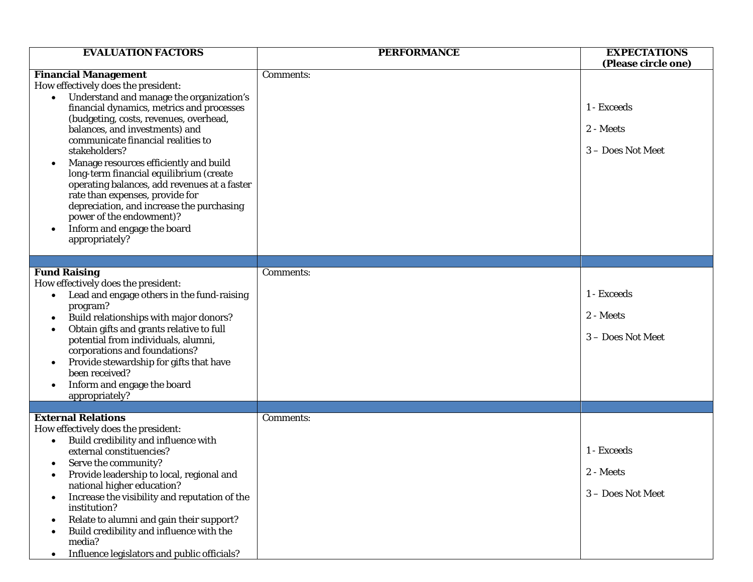| EVALUATION FACTORS | PERFORMANCE | EXPECTATIONS (Please circle one) |
|---|---|---|
| **Financial Management**<br>How effectively does the president:<br>• Understand and manage the organization's financial dynamics, metrics and processes (budgeting, costs, revenues, overhead, balances, and investments) and communicate financial realities to stakeholders?<br>• Manage resources efficiently and build long-term financial equilibrium (create operating balances, add revenues at a faster rate than expenses, provide for depreciation, and increase the purchasing power of the endowment)?<br>• Inform and engage the board appropriately? | Comments: | 1 - Exceeds<br>2 - Meets<br>3 – Does Not Meet |
| | | |
| **Fund Raising**<br>How effectively does the president:<br>• Lead and engage others in the fund-raising program?<br>• Build relationships with major donors?<br>• Obtain gifts and grants relative to full potential from individuals, alumni, corporations and foundations?<br>• Provide stewardship for gifts that have been received?<br>• Inform and engage the board appropriately? | Comments: | 1 - Exceeds<br>2 - Meets<br>3 – Does Not Meet |
| | | |
| **External Relations**<br>How effectively does the president:<br>• Build credibility and influence with external constituencies?<br>• Serve the community?<br>• Provide leadership to local, regional and national higher education?<br>• Increase the visibility and reputation of the institution?<br>• Relate to alumni and gain their support?<br>• Build credibility and influence with the media?<br>• Influence legislators and public officials? | Comments: | 1 - Exceeds<br>2 - Meets<br>3 – Does Not Meet |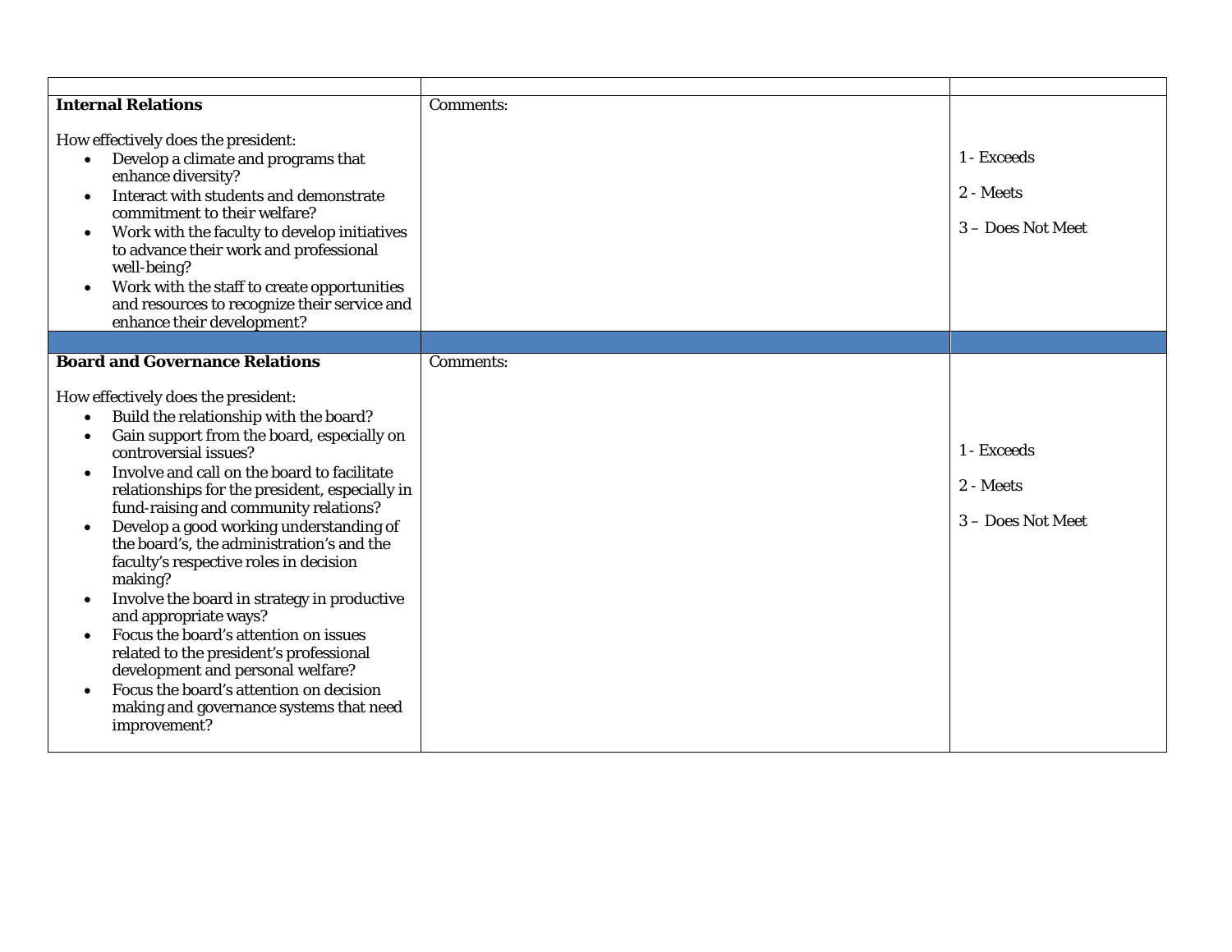| | | |
|---|---|---|
| **Internal Relations**<br><br>How effectively does the president:<br>• Develop a climate and programs that enhance diversity?<br>• Interact with students and demonstrate commitment to their welfare?<br>• Work with the faculty to develop initiatives to advance their work and professional well-being?<br>• Work with the staff to create opportunities and resources to recognize their service and enhance their development? | Comments: | 1 - Exceeds<br><br>2 - Meets<br><br>3 – Does Not Meet |
| | | |
| **Board and Governance Relations**<br><br>How effectively does the president:<br>• Build the relationship with the board?<br>• Gain support from the board, especially on controversial issues?<br>• Involve and call on the board to facilitate relationships for the president, especially in fund-raising and community relations?<br>• Develop a good working understanding of the board's, the administration's and the faculty's respective roles in decision making?<br>• Involve the board in strategy in productive and appropriate ways?<br>• Focus the board's attention on issues related to the president's professional development and personal welfare?<br>• Focus the board's attention on decision making and governance systems that need improvement? | Comments: | 1 - Exceeds<br><br>2 - Meets<br><br>3 – Does Not Meet |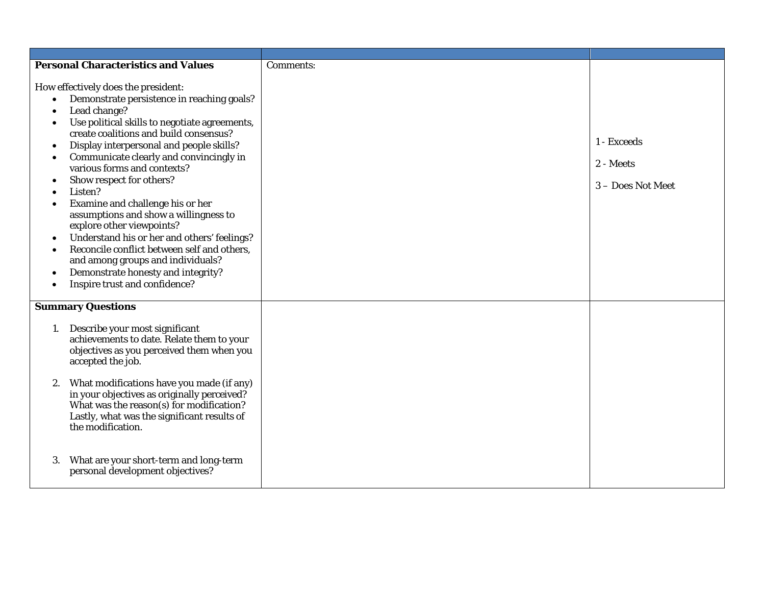| | | |
|---|---|---|
| **Personal Characteristics and Values**<br><br>How effectively does the president:<br>• Demonstrate persistence in reaching goals?<br>• Lead change?<br>• Use political skills to negotiate agreements, create coalitions and build consensus?<br>• Display interpersonal and people skills?<br>• Communicate clearly and convincingly in various forms and contexts?<br>• Show respect for others?<br>• Listen?<br>• Examine and challenge his or her assumptions and show a willingness to explore other viewpoints?<br>• Understand his or her and others' feelings?<br>• Reconcile conflict between self and others, and among groups and individuals?<br>• Demonstrate honesty and integrity?<br>• Inspire trust and confidence? | Comments: | 1 - Exceeds<br><br>2 - Meets<br><br>3 – Does Not Meet |
| **Summary Questions**<br><br>1. Describe your most significant achievements to date. Relate them to your objectives as you perceived them when you accepted the job.<br><br>2. What modifications have you made (if any) in your objectives as originally perceived? What was the reason(s) for modification? Lastly, what was the significant results of the modification.<br><br>3. What are your short-term and long-term personal development objectives? | | |